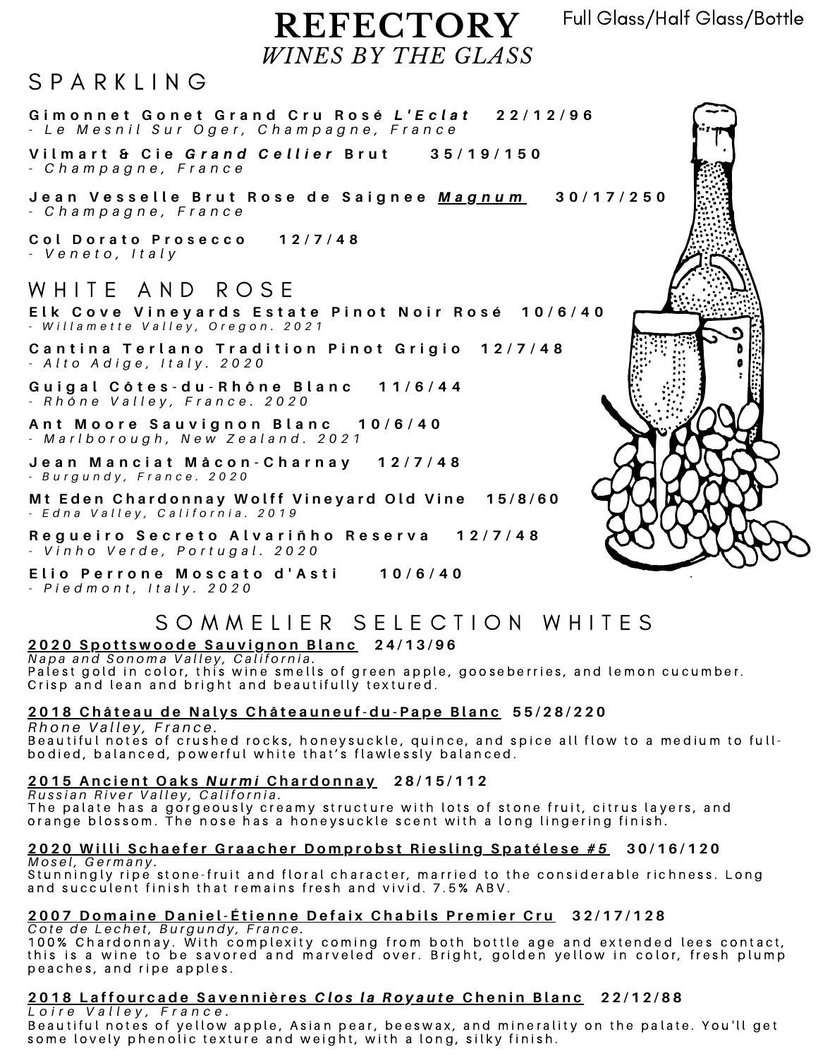# REFECTORY

## *WINES BY THE GLASS*

Full Glass/Half Glass/Bottle

## SPARKLING

**Gimonnet Gonet Grand Cru Rosé *L'Eclat* 22/12/96**
*- Le Mesnil Sur Oger, Champagne, France*

**Vilmart & Cie *Grand Cellier* Brut 35/19/150**
*- Champagne, France*

**Jean Vesselle Brut Rose de Saignee *Magnum* 30/17/250**
*- Champagne, France*

**Col Dorato Prosecco 12/7/48**
*- Veneto, Italy*

## WHITE AND ROSE

**Elk Cove Vineyards Estate Pinot Noir Rosé 10/6/40**
*- Willamette Valley, Oregon. 2021*

**Cantina Terlano Tradition Pinot Grigio 12/7/48**
*- Alto Adige, Italy. 2020*

**Guigal Côtes-du-Rhône Blanc 11/6/44**
*- Rhône Valley, France. 2020*

**Ant Moore Sauvignon Blanc 10/6/40**
*- Marlborough, New Zealand. 2021*

**Jean Manciat Mâcon-Charnay 12/7/48**
*- Burgundy, France. 2020*

**Mt Eden Chardonnay Wolff Vineyard Old Vine 15/8/60**
*- Edna Valley, California. 2019*

**Regueiro Secreto Alvariñho Reserva 12/7/48**
*- Vinho Verde, Portugal. 2020*

**Elio Perrone Moscato d'Asti 10/6/40**
*- Piedmont, Italy. 2020*

## SOMMELIER SELECTION WHITES

**2020 Spottswoode Sauvignon Blanc 24/13/96**
*Napa and Sonoma Valley, California.*
Palest gold in color, this wine smells of green apple, gooseberries, and lemon cucumber. Crisp and lean and bright and beautifully textured.

**2018 Château de Nalys Châteauneuf-du-Pape Blanc 55/28/220**
*Rhone Valley, France.*
Beautiful notes of crushed rocks, honeysuckle, quince, and spice all flow to a medium to full-bodied, balanced, powerful white that's flawlessly balanced.

**2015 Ancient Oaks *Nurmi* Chardonnay 28/15/112**
*Russian River Valley, California.*
The palate has a gorgeously creamy structure with lots of stone fruit, citrus layers, and orange blossom. The nose has a honeysuckle scent with a long lingering finish.

**2020 Willi Schaefer Graacher Domprobst Riesling Spatélese *#5* 30/16/120**
*Mosel, Germany.*
Stunningly ripe stone-fruit and floral character, married to the considerable richness. Long and succulent finish that remains fresh and vivid. 7.5% ABV.

**2007 Domaine Daniel-Étienne Defaix Chabils Premier Cru 32/17/128**
*Cote de Lechet, Burgundy, France.*
100% Chardonnay. With complexity coming from both bottle age and extended lees contact, this is a wine to be savored and marveled over. Bright, golden yellow in color, fresh plump peaches, and ripe apples.

**2018 Laffourcade Savennières *Clos la Royaute* Chenin Blanc 22/12/88**
*Loire Valley, France.*
Beautiful notes of yellow apple, Asian pear, beeswax, and minerality on the palate. You'll get some lovely phenolic texture and weight, with a long, silky finish.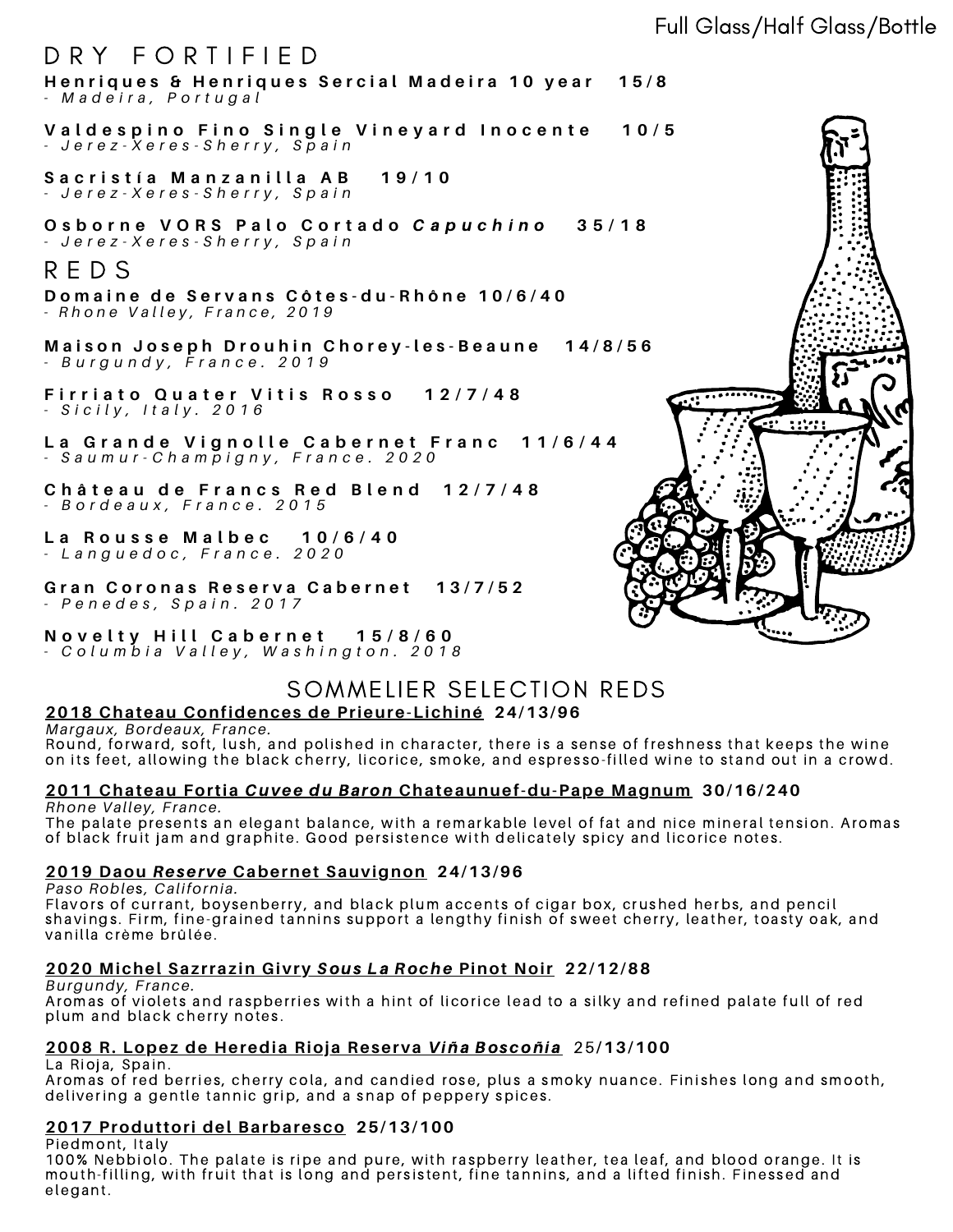Full Glass/Half Glass/Bottle

## DRY FORTIFIED

**Henriques & Henriques Sercial Madeira 10 year 15/8**
*- Madeira, Portugal*

**Valdespino Fino Single Vineyard Inocente 10/5**
*- Jerez-Xeres-Sherry, Spain*

**Sacristía Manzanilla AB 19/10**
*- Jerez-Xeres-Sherry, Spain*

**Osborne VORS Palo Cortado *Capuchino* 35/18**
*- Jerez-Xeres-Sherry, Spain*

## REDS

**Domaine de Servans Côtes-du-Rhône 10/6/40**
*- Rhone Valley, France, 2019*

**Maison Joseph Drouhin Chorey-les-Beaune 14/8/56**
*- Burgundy, France. 2019*

**Firriato Quater Vitis Rosso 12/7/48**
*- Sicily, Italy. 2016*

**La Grande Vignolle Cabernet Franc 11/6/44**
*- Saumur-Champigny, France. 2020*

**Château de Francs Red Blend 12/7/48**
*- Bordeaux, France. 2015*

**La Rousse Malbec 10/6/40**
*- Languedoc, France. 2020*

**Gran Coronas Reserva Cabernet 13/7/52**
*- Penedes, Spain. 2017*

**Novelty Hill Cabernet 15/8/60**
*- Columbia Valley, Washington. 2018*

## SOMMELIER SELECTION REDS

**2018 Chateau Confidences de Prieure-Lichiné 24/13/96**
*Margaux, Bordeaux, France.*
Round, forward, soft, lush, and polished in character, there is a sense of freshness that keeps the wine on its feet, allowing the black cherry, licorice, smoke, and espresso-filled wine to stand out in a crowd.

**2011 Chateau Fortia *Cuvee du Baron* Chateaunuef-du-Pape Magnum 30/16/240**
*Rhone Valley, France.*
The palate presents an elegant balance, with a remarkable level of fat and nice mineral tension. Aromas of black fruit jam and graphite. Good persistence with delicately spicy and licorice notes.

**2019 Daou *Reserve* Cabernet Sauvignon 24/13/96**
*Paso Robles, California.*
Flavors of currant, boysenberry, and black plum accents of cigar box, crushed herbs, and pencil shavings. Firm, fine-grained tannins support a lengthy finish of sweet cherry, leather, toasty oak, and vanilla crème brûlée.

**2020 Michel Sazrrazin Givry *Sous La Roche* Pinot Noir 22/12/88**
*Burgundy, France.*
Aromas of violets and raspberries with a hint of licorice lead to a silky and refined palate full of red plum and black cherry notes.

**2008 R. Lopez de Heredia Rioja Reserva *Viña Bosconia*** 25/**13/100**
La Rioja, Spain.
Aromas of red berries, cherry cola, and candied rose, plus a smoky nuance. Finishes long and smooth, delivering a gentle tannic grip, and a snap of peppery spices.

**2017 Produttori del Barbaresco 25/13/100**
Piedmont, Italy
100% Nebbiolo. The palate is ripe and pure, with raspberry leather, tea leaf, and blood orange. It is mouth-filling, with fruit that is long and persistent, fine tannins, and a lifted finish. Finessed and elegant.